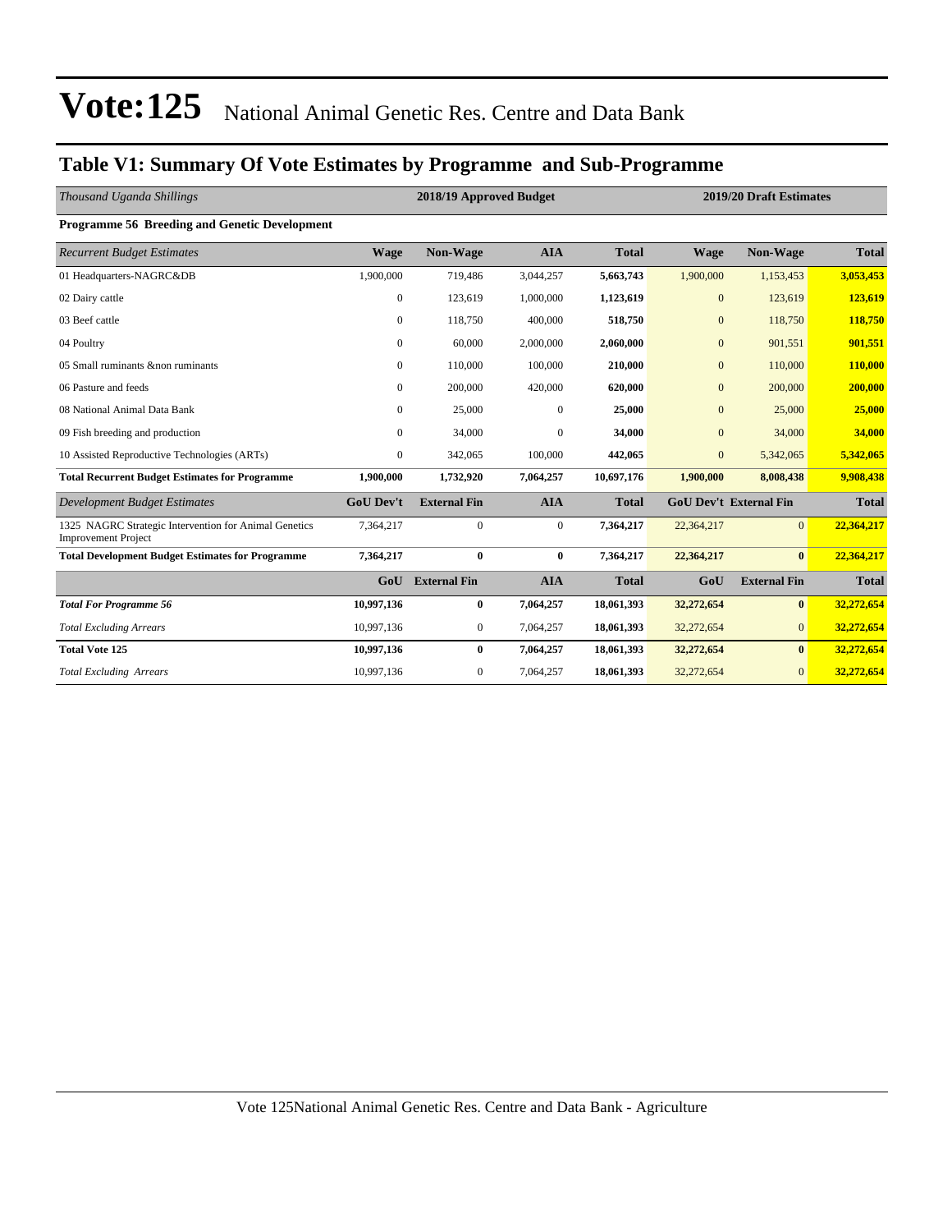# Vote:125 National Animal Genetic Res. Centre and Data Bank

## Table V1: Summary Of Vote Estimates by Programme and Sub-Programme

| *Thousand Uganda Shillings* | 2018/19 Approved Budget | | | | 2019/20 Draft Estimates | | |
|---|---|---|---|---|---|---|---|
| **Programme 56 Breeding and Genetic Development** | | | | | | | |
| *Recurrent Budget Estimates* | **Wage** | **Non-Wage** | **AIA** | **Total** | **Wage** | **Non-Wage** | **Total** |
| 01 Headquarters-NAGRC&DB | 1,900,000 | 719,486 | 3,044,257 | **5,663,743** | 1,900,000 | 1,153,453 | **3,053,453** |
| 02 Dairy cattle | 0 | 123,619 | 1,000,000 | **1,123,619** | 0 | 123,619 | **123,619** |
| 03 Beef cattle | 0 | 118,750 | 400,000 | **518,750** | 0 | 118,750 | **118,750** |
| 04 Poultry | 0 | 60,000 | 2,000,000 | **2,060,000** | 0 | 901,551 | **901,551** |
| 05 Small ruminants &non ruminants | 0 | 110,000 | 100,000 | **210,000** | 0 | 110,000 | **110,000** |
| 06 Pasture and feeds | 0 | 200,000 | 420,000 | **620,000** | 0 | 200,000 | **200,000** |
| 08 National Animal Data Bank | 0 | 25,000 | 0 | **25,000** | 0 | 25,000 | **25,000** |
| 09 Fish breeding and production | 0 | 34,000 | 0 | **34,000** | 0 | 34,000 | **34,000** |
| 10 Assisted Reproductive Technologies (ARTs) | 0 | 342,065 | 100,000 | **442,065** | 0 | 5,342,065 | **5,342,065** |
| **Total Recurrent Budget Estimates for Programme** | **1,900,000** | **1,732,920** | **7,064,257** | **10,697,176** | **1,900,000** | **8,008,438** | **9,908,438** |
| *Development Budget Estimates* | **GoU Dev't** | **External Fin** | **AIA** | **Total** | **GoU Dev't** | **External Fin** | **Total** |
| 1325 NAGRC Strategic Intervention for Animal Genetics Improvement Project | 7,364,217 | 0 | 0 | **7,364,217** | 22,364,217 | 0 | **22,364,217** |
| **Total Development Budget Estimates for Programme** | **7,364,217** | **0** | **0** | **7,364,217** | **22,364,217** | **0** | **22,364,217** |
| | **GoU** | **External Fin** | **AIA** | **Total** | **GoU** | **External Fin** | **Total** |
| ***Total For Programme 56*** | **10,997,136** | **0** | **7,064,257** | **18,061,393** | **32,272,654** | **0** | **32,272,654** |
| *Total Excluding Arrears* | 10,997,136 | 0 | 7,064,257 | **18,061,393** | 32,272,654 | 0 | **32,272,654** |
| **Total Vote 125** | **10,997,136** | **0** | **7,064,257** | **18,061,393** | **32,272,654** | **0** | **32,272,654** |
| *Total Excluding Arrears* | 10,997,136 | 0 | 7,064,257 | **18,061,393** | 32,272,654 | 0 | **32,272,654** |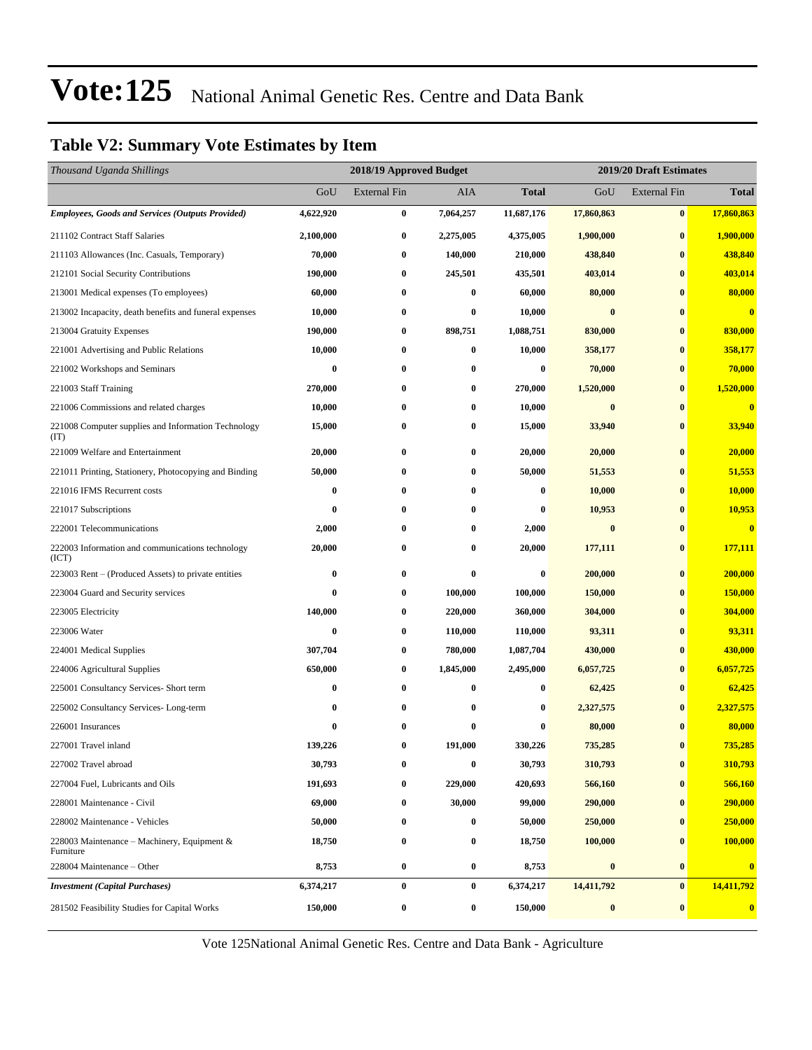# Vote:125 National Animal Genetic Res. Centre and Data Bank

## Table V2: Summary Vote Estimates by Item

| *Thousand Uganda Shillings* | 2018/19 Approved Budget | | | | 2019/20 Draft Estimates | | |
|---|---|---|---|---|---|---|---|
| | GoU | External Fin | AIA | **Total** | GoU | External Fin | **Total** |
| ***Employees, Goods and Services (Outputs Provided)*** | **4,622,920** | **0** | **7,064,257** | **11,687,176** | **17,860,863** | **0** | **17,860,863** |
| 211102 Contract Staff Salaries | **2,100,000** | **0** | **2,275,005** | **4,375,005** | **1,900,000** | **0** | **1,900,000** |
| 211103 Allowances (Inc. Casuals, Temporary) | **70,000** | **0** | **140,000** | **210,000** | **438,840** | **0** | **438,840** |
| 212101 Social Security Contributions | **190,000** | **0** | **245,501** | **435,501** | **403,014** | **0** | **403,014** |
| 213001 Medical expenses (To employees) | **60,000** | **0** | **0** | **60,000** | **80,000** | **0** | **80,000** |
| 213002 Incapacity, death benefits and funeral expenses | **10,000** | **0** | **0** | **10,000** | **0** | **0** | **0** |
| 213004 Gratuity Expenses | **190,000** | **0** | **898,751** | **1,088,751** | **830,000** | **0** | **830,000** |
| 221001 Advertising and Public Relations | **10,000** | **0** | **0** | **10,000** | **358,177** | **0** | **358,177** |
| 221002 Workshops and Seminars | **0** | **0** | **0** | **0** | **70,000** | **0** | **70,000** |
| 221003 Staff Training | **270,000** | **0** | **0** | **270,000** | **1,520,000** | **0** | **1,520,000** |
| 221006 Commissions and related charges | **10,000** | **0** | **0** | **10,000** | **0** | **0** | **0** |
| 221008 Computer supplies and Information Technology (IT) | **15,000** | **0** | **0** | **15,000** | **33,940** | **0** | **33,940** |
| 221009 Welfare and Entertainment | **20,000** | **0** | **0** | **20,000** | **20,000** | **0** | **20,000** |
| 221011 Printing, Stationery, Photocopying and Binding | **50,000** | **0** | **0** | **50,000** | **51,553** | **0** | **51,553** |
| 221016 IFMS Recurrent costs | **0** | **0** | **0** | **0** | **10,000** | **0** | **10,000** |
| 221017 Subscriptions | **0** | **0** | **0** | **0** | **10,953** | **0** | **10,953** |
| 222001 Telecommunications | **2,000** | **0** | **0** | **2,000** | **0** | **0** | **0** |
| 222003 Information and communications technology (ICT) | **20,000** | **0** | **0** | **20,000** | **177,111** | **0** | **177,111** |
| 223003 Rent – (Produced Assets) to private entities | **0** | **0** | **0** | **0** | **200,000** | **0** | **200,000** |
| 223004 Guard and Security services | **0** | **0** | **100,000** | **100,000** | **150,000** | **0** | **150,000** |
| 223005 Electricity | **140,000** | **0** | **220,000** | **360,000** | **304,000** | **0** | **304,000** |
| 223006 Water | **0** | **0** | **110,000** | **110,000** | **93,311** | **0** | **93,311** |
| 224001 Medical Supplies | **307,704** | **0** | **780,000** | **1,087,704** | **430,000** | **0** | **430,000** |
| 224006 Agricultural Supplies | **650,000** | **0** | **1,845,000** | **2,495,000** | **6,057,725** | **0** | **6,057,725** |
| 225001 Consultancy Services- Short term | **0** | **0** | **0** | **0** | **62,425** | **0** | **62,425** |
| 225002 Consultancy Services- Long-term | **0** | **0** | **0** | **0** | **2,327,575** | **0** | **2,327,575** |
| 226001 Insurances | **0** | **0** | **0** | **0** | **80,000** | **0** | **80,000** |
| 227001 Travel inland | **139,226** | **0** | **191,000** | **330,226** | **735,285** | **0** | **735,285** |
| 227002 Travel abroad | **30,793** | **0** | **0** | **30,793** | **310,793** | **0** | **310,793** |
| 227004 Fuel, Lubricants and Oils | **191,693** | **0** | **229,000** | **420,693** | **566,160** | **0** | **566,160** |
| 228001 Maintenance - Civil | **69,000** | **0** | **30,000** | **99,000** | **290,000** | **0** | **290,000** |
| 228002 Maintenance - Vehicles | **50,000** | **0** | **0** | **50,000** | **250,000** | **0** | **250,000** |
| 228003 Maintenance – Machinery, Equipment & Furniture | **18,750** | **0** | **0** | **18,750** | **100,000** | **0** | **100,000** |
| 228004 Maintenance – Other | **8,753** | **0** | **0** | **8,753** | **0** | **0** | **0** |
| ***Investment (Capital Purchases)*** | **6,374,217** | **0** | **0** | **6,374,217** | **14,411,792** | **0** | **14,411,792** |
| 281502 Feasibility Studies for Capital Works | **150,000** | **0** | **0** | **150,000** | **0** | **0** | **0** |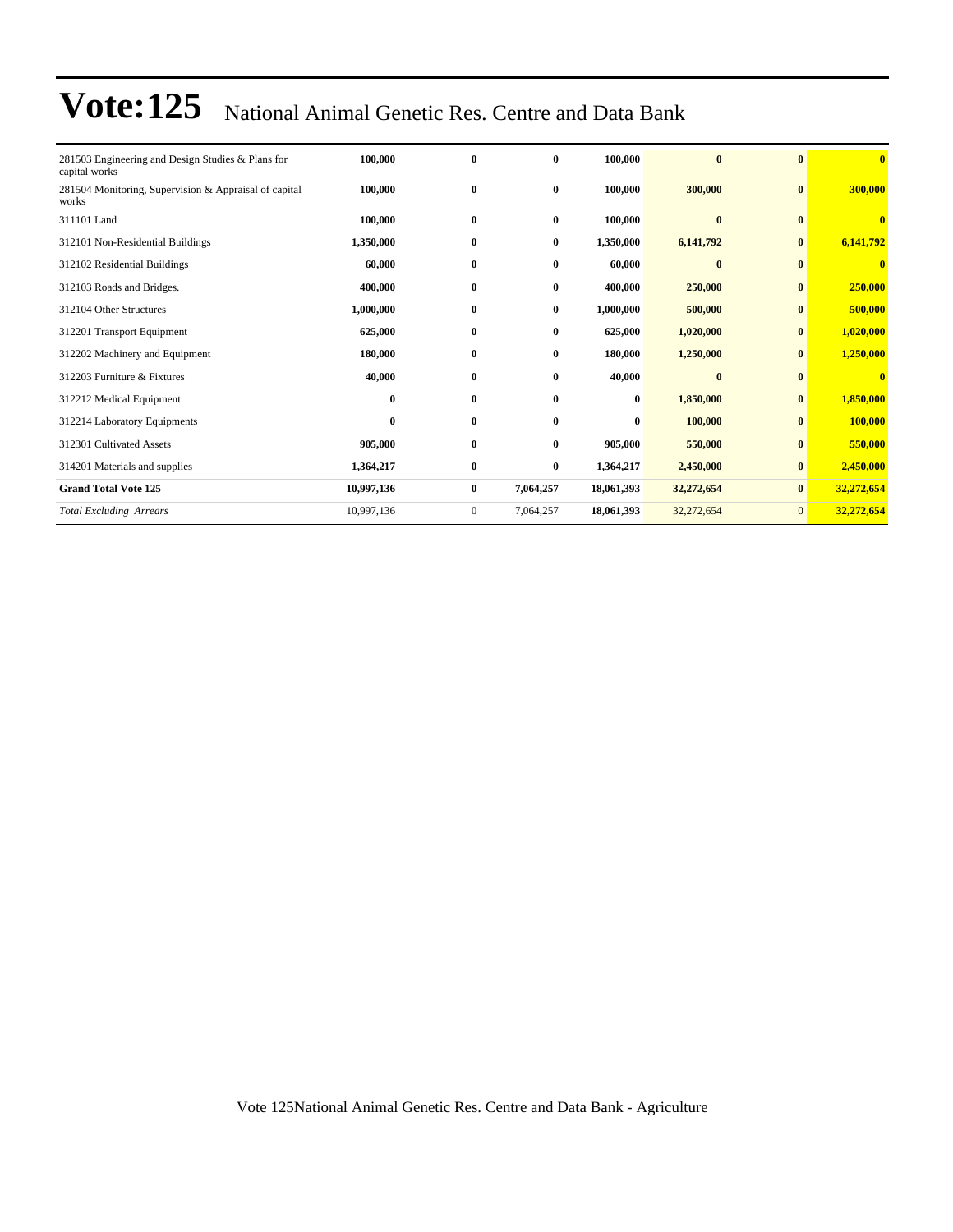# Vote:125 National Animal Genetic Res. Centre and Data Bank

| | | | | | | | |
|---|---|---|---|---|---|---|---|
| 281503 Engineering and Design Studies & Plans for capital works | **100,000** | **0** | **0** | **100,000** | **0** | **0** | **0** |
| 281504 Monitoring, Supervision & Appraisal of capital works | **100,000** | **0** | **0** | **100,000** | **300,000** | **0** | **300,000** |
| 311101 Land | **100,000** | **0** | **0** | **100,000** | **0** | **0** | **0** |
| 312101 Non-Residential Buildings | **1,350,000** | **0** | **0** | **1,350,000** | **6,141,792** | **0** | **6,141,792** |
| 312102 Residential Buildings | **60,000** | **0** | **0** | **60,000** | **0** | **0** | **0** |
| 312103 Roads and Bridges. | **400,000** | **0** | **0** | **400,000** | **250,000** | **0** | **250,000** |
| 312104 Other Structures | **1,000,000** | **0** | **0** | **1,000,000** | **500,000** | **0** | **500,000** |
| 312201 Transport Equipment | **625,000** | **0** | **0** | **625,000** | **1,020,000** | **0** | **1,020,000** |
| 312202 Machinery and Equipment | **180,000** | **0** | **0** | **180,000** | **1,250,000** | **0** | **1,250,000** |
| 312203 Furniture & Fixtures | **40,000** | **0** | **0** | **40,000** | **0** | **0** | **0** |
| 312212 Medical Equipment | **0** | **0** | **0** | **0** | **1,850,000** | **0** | **1,850,000** |
| 312214 Laboratory Equipments | **0** | **0** | **0** | **0** | **100,000** | **0** | **100,000** |
| 312301 Cultivated Assets | **905,000** | **0** | **0** | **905,000** | **550,000** | **0** | **550,000** |
| 314201 Materials and supplies | **1,364,217** | **0** | **0** | **1,364,217** | **2,450,000** | **0** | **2,450,000** |
| **Grand Total Vote 125** | **10,997,136** | **0** | **7,064,257** | **18,061,393** | **32,272,654** | **0** | **32,272,654** |
| *Total Excluding Arrears* | 10,997,136 | 0 | 7,064,257 | **18,061,393** | 32,272,654 | 0 | **32,272,654** |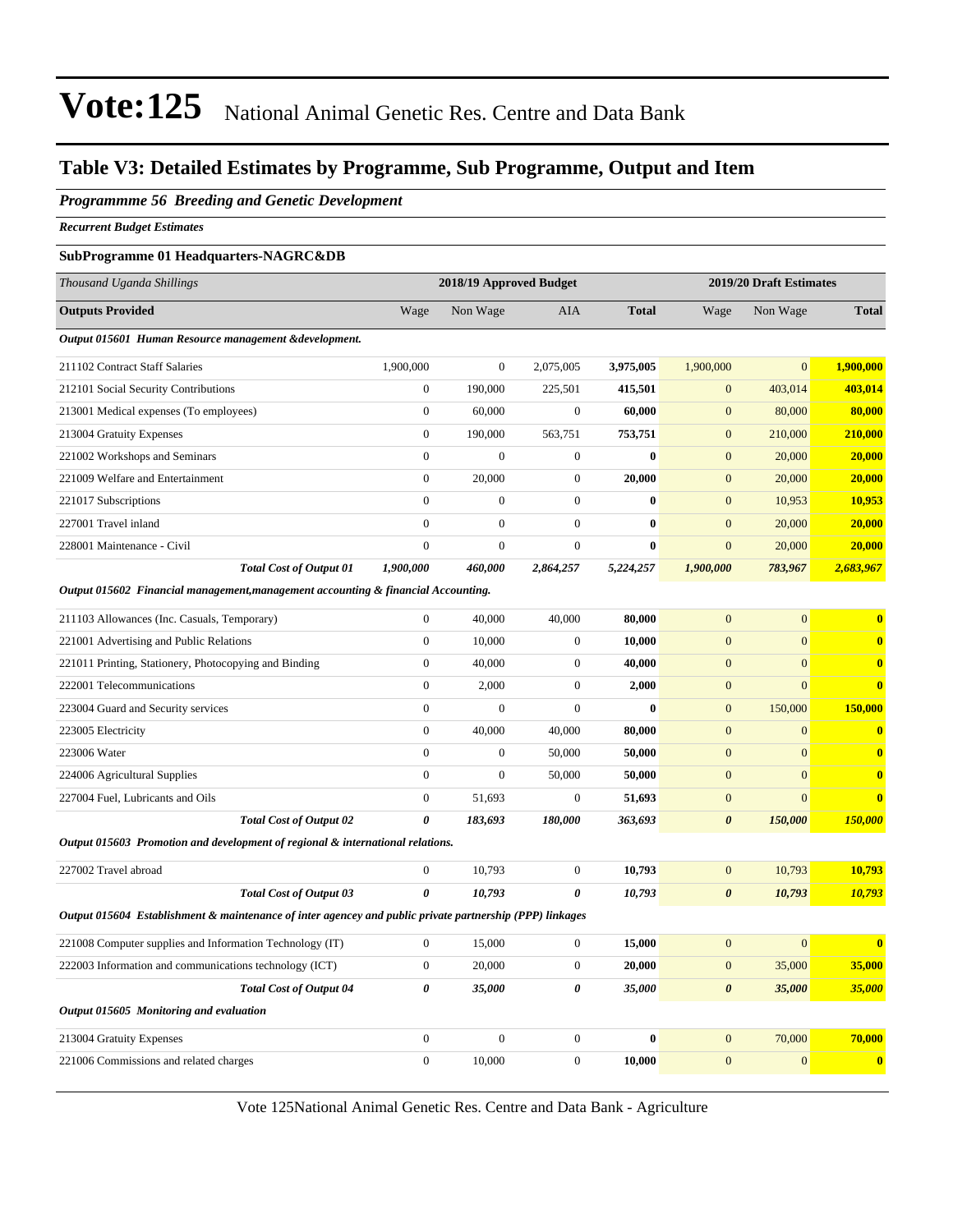# Vote:125 National Animal Genetic Res. Centre and Data Bank

## Table V3: Detailed Estimates by Programme, Sub Programme, Output and Item

### *Programmme 56 Breeding and Genetic Development*

***Recurrent Budget Estimates***

**SubProgramme 01 Headquarters-NAGRC&DB**

| *Thousand Uganda Shillings* | 2018/19 Approved Budget | | | | 2019/20 Draft Estimates | | |
|---|---|---|---|---|---|---|---|
| **Outputs Provided** | Wage | Non Wage | AIA | **Total** | Wage | Non Wage | **Total** |
| ***Output 015601 Human Resource management &development.*** | | | | | | | |
| 211102 Contract Staff Salaries | 1,900,000 | 0 | 2,075,005 | **3,975,005** | 1,900,000 | 0 | **1,900,000** |
| 212101 Social Security Contributions | 0 | 190,000 | 225,501 | **415,501** | 0 | 403,014 | **403,014** |
| 213001 Medical expenses (To employees) | 0 | 60,000 | 0 | **60,000** | 0 | 80,000 | **80,000** |
| 213004 Gratuity Expenses | 0 | 190,000 | 563,751 | **753,751** | 0 | 210,000 | **210,000** |
| 221002 Workshops and Seminars | 0 | 0 | 0 | **0** | 0 | 20,000 | **20,000** |
| 221009 Welfare and Entertainment | 0 | 20,000 | 0 | **20,000** | 0 | 20,000 | **20,000** |
| 221017 Subscriptions | 0 | 0 | 0 | **0** | 0 | 10,953 | **10,953** |
| 227001 Travel inland | 0 | 0 | 0 | **0** | 0 | 20,000 | **20,000** |
| 228001 Maintenance - Civil | 0 | 0 | 0 | **0** | 0 | 20,000 | **20,000** |
| ***Total Cost of Output 01*** | ***1,900,000*** | ***460,000*** | ***2,864,257*** | ***5,224,257*** | ***1,900,000*** | ***783,967*** | ***2,683,967*** |
| ***Output 015602 Financial management,management accounting & financial Accounting.*** | | | | | | | |
| 211103 Allowances (Inc. Casuals, Temporary) | 0 | 40,000 | 40,000 | **80,000** | 0 | 0 | **0** |
| 221001 Advertising and Public Relations | 0 | 10,000 | 0 | **10,000** | 0 | 0 | **0** |
| 221011 Printing, Stationery, Photocopying and Binding | 0 | 40,000 | 0 | **40,000** | 0 | 0 | **0** |
| 222001 Telecommunications | 0 | 2,000 | 0 | **2,000** | 0 | 0 | **0** |
| 223004 Guard and Security services | 0 | 0 | 0 | **0** | 0 | 150,000 | **150,000** |
| 223005 Electricity | 0 | 40,000 | 40,000 | **80,000** | 0 | 0 | **0** |
| 223006 Water | 0 | 0 | 50,000 | **50,000** | 0 | 0 | **0** |
| 224006 Agricultural Supplies | 0 | 0 | 50,000 | **50,000** | 0 | 0 | **0** |
| 227004 Fuel, Lubricants and Oils | 0 | 51,693 | 0 | **51,693** | 0 | 0 | **0** |
| ***Total Cost of Output 02*** | ***0*** | ***183,693*** | ***180,000*** | ***363,693*** | ***0*** | ***150,000*** | ***150,000*** |
| ***Output 015603 Promotion and development of regional & international relations.*** | | | | | | | |
| 227002 Travel abroad | 0 | 10,793 | 0 | **10,793** | 0 | 10,793 | **10,793** |
| ***Total Cost of Output 03*** | ***0*** | ***10,793*** | ***0*** | ***10,793*** | ***0*** | ***10,793*** | ***10,793*** |
| ***Output 015604 Establishment & maintenance of inter agencey and public private partnership (PPP) linkages*** | | | | | | | |
| 221008 Computer supplies and Information Technology (IT) | 0 | 15,000 | 0 | **15,000** | 0 | 0 | **0** |
| 222003 Information and communications technology (ICT) | 0 | 20,000 | 0 | **20,000** | 0 | 35,000 | **35,000** |
| ***Total Cost of Output 04*** | ***0*** | ***35,000*** | ***0*** | ***35,000*** | ***0*** | ***35,000*** | ***35,000*** |
| ***Output 015605 Monitoring and evaluation*** | | | | | | | |
| 213004 Gratuity Expenses | 0 | 0 | 0 | **0** | 0 | 70,000 | **70,000** |
| 221006 Commissions and related charges | 0 | 10,000 | 0 | **10,000** | 0 | 0 | **0** |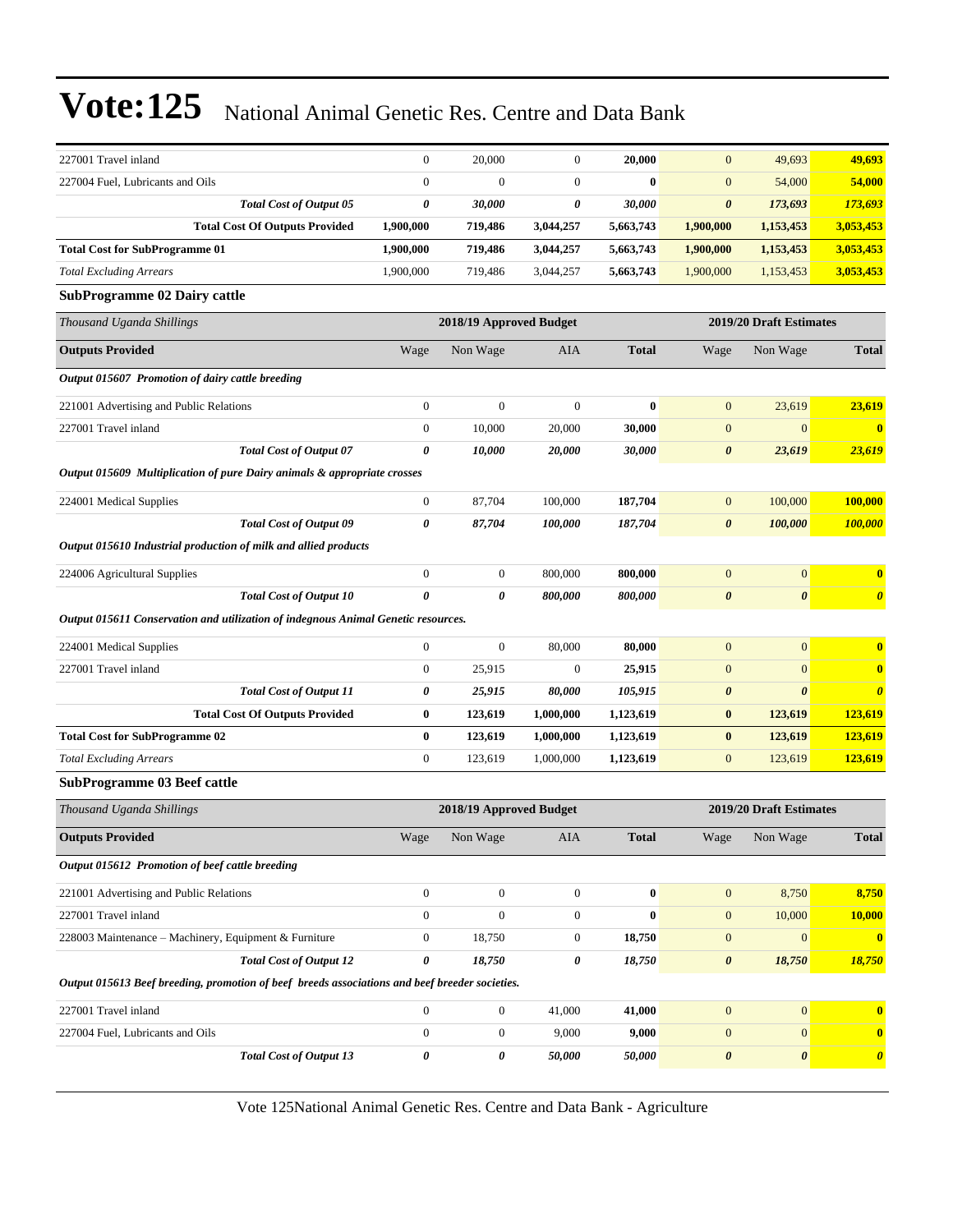# Vote:125 National Animal Genetic Res. Centre and Data Bank

| | | | | | | | |
|---|---|---|---|---|---|---|---|
| 227001 Travel inland | 0 | 20,000 | 0 | **20,000** | 0 | 49,693 | **49,693** |
| 227004 Fuel, Lubricants and Oils | 0 | 0 | 0 | **0** | 0 | 54,000 | **54,000** |
| ***Total Cost of Output 05*** | ***0*** | ***30,000*** | ***0*** | ***30,000*** | ***0*** | ***173,693*** | ***173,693*** |
| **Total Cost Of Outputs Provided** | **1,900,000** | **719,486** | **3,044,257** | **5,663,743** | **1,900,000** | **1,153,453** | **3,053,453** |
| **Total Cost for SubProgramme 01** | **1,900,000** | **719,486** | **3,044,257** | **5,663,743** | **1,900,000** | **1,153,453** | **3,053,453** |
| *Total Excluding Arrears* | 1,900,000 | 719,486 | 3,044,257 | **5,663,743** | 1,900,000 | 1,153,453 | **3,053,453** |

**SubProgramme 02 Dairy cattle**

| *Thousand Uganda Shillings* | 2018/19 Approved Budget | | | | 2019/20 Draft Estimates | | |
|---|---|---|---|---|---|---|---|
| **Outputs Provided** | Wage | Non Wage | AIA | **Total** | Wage | Non Wage | **Total** |
| ***Output 015607 Promotion of dairy cattle breeding*** | | | | | | | |
| 221001 Advertising and Public Relations | 0 | 0 | 0 | **0** | 0 | 23,619 | **23,619** |
| 227001 Travel inland | 0 | 10,000 | 20,000 | **30,000** | 0 | 0 | **0** |
| ***Total Cost of Output 07*** | ***0*** | ***10,000*** | ***20,000*** | ***30,000*** | ***0*** | ***23,619*** | ***23,619*** |
| ***Output 015609 Multiplication of pure Dairy animals & appropriate crosses*** | | | | | | | |
| 224001 Medical Supplies | 0 | 87,704 | 100,000 | **187,704** | 0 | 100,000 | **100,000** |
| ***Total Cost of Output 09*** | ***0*** | ***87,704*** | ***100,000*** | ***187,704*** | ***0*** | ***100,000*** | ***100,000*** |
| ***Output 015610 Industrial production of milk and allied products*** | | | | | | | |
| 224006 Agricultural Supplies | 0 | 0 | 800,000 | **800,000** | 0 | 0 | **0** |
| ***Total Cost of Output 10*** | ***0*** | ***0*** | ***800,000*** | ***800,000*** | ***0*** | ***0*** | ***0*** |
| ***Output 015611 Conservation and utilization of indegnous Animal Genetic resources.*** | | | | | | | |
| 224001 Medical Supplies | 0 | 0 | 80,000 | **80,000** | 0 | 0 | **0** |
| 227001 Travel inland | 0 | 25,915 | 0 | **25,915** | 0 | 0 | **0** |
| ***Total Cost of Output 11*** | ***0*** | ***25,915*** | ***80,000*** | ***105,915*** | ***0*** | ***0*** | ***0*** |
| **Total Cost Of Outputs Provided** | **0** | **123,619** | **1,000,000** | **1,123,619** | **0** | **123,619** | **123,619** |
| **Total Cost for SubProgramme 02** | **0** | **123,619** | **1,000,000** | **1,123,619** | **0** | **123,619** | **123,619** |
| *Total Excluding Arrears* | 0 | 123,619 | 1,000,000 | **1,123,619** | 0 | 123,619 | **123,619** |

**SubProgramme 03 Beef cattle**

| *Thousand Uganda Shillings* | 2018/19 Approved Budget | | | | 2019/20 Draft Estimates | | |
|---|---|---|---|---|---|---|---|
| **Outputs Provided** | Wage | Non Wage | AIA | **Total** | Wage | Non Wage | **Total** |
| ***Output 015612 Promotion of beef cattle breeding*** | | | | | | | |
| 221001 Advertising and Public Relations | 0 | 0 | 0 | **0** | 0 | 8,750 | **8,750** |
| 227001 Travel inland | 0 | 0 | 0 | **0** | 0 | 10,000 | **10,000** |
| 228003 Maintenance – Machinery, Equipment & Furniture | 0 | 18,750 | 0 | **18,750** | 0 | 0 | **0** |
| ***Total Cost of Output 12*** | ***0*** | ***18,750*** | ***0*** | ***18,750*** | ***0*** | ***18,750*** | ***18,750*** |
| ***Output 015613 Beef breeding, promotion of beef breeds associations and beef breeder societies.*** | | | | | | | |
| 227001 Travel inland | 0 | 0 | 41,000 | **41,000** | 0 | 0 | **0** |
| 227004 Fuel, Lubricants and Oils | 0 | 0 | 9,000 | **9,000** | 0 | 0 | **0** |
| ***Total Cost of Output 13*** | ***0*** | ***0*** | ***50,000*** | ***50,000*** | ***0*** | ***0*** | ***0*** |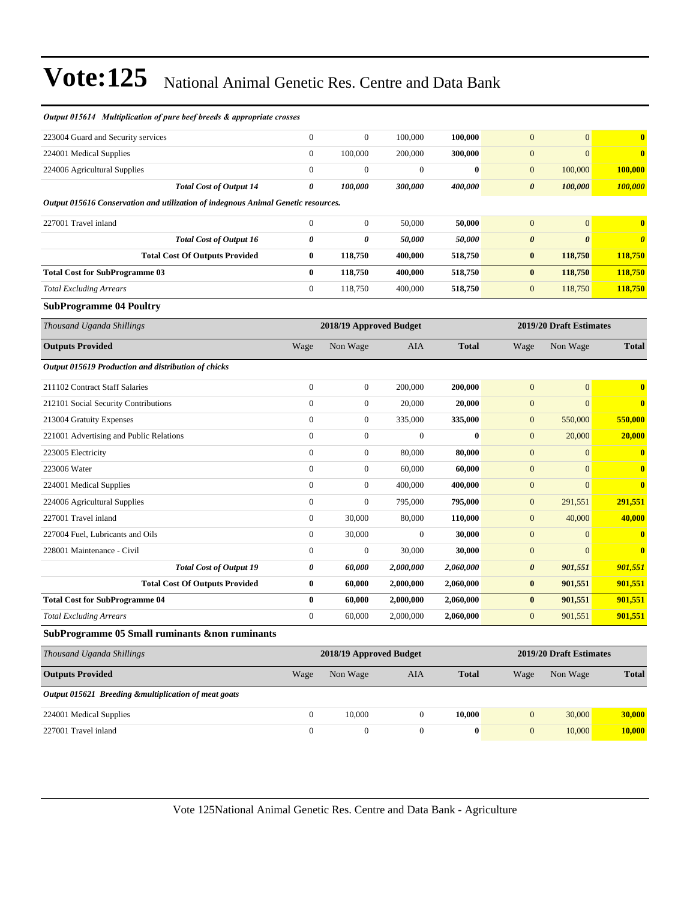# Vote:125 National Animal Genetic Res. Centre and Data Bank

| | | | | | | | |
|---|---|---|---|---|---|---|---|
| ***Output 015614 Multiplication of pure beef breeds & appropriate crosses*** | | | | | | | |
| 223004 Guard and Security services | 0 | 0 | 100,000 | **100,000** | 0 | 0 | **0** |
| 224001 Medical Supplies | 0 | 100,000 | 200,000 | **300,000** | 0 | 0 | **0** |
| 224006 Agricultural Supplies | 0 | 0 | 0 | **0** | 0 | 100,000 | **100,000** |
| ***Total Cost of Output 14*** | ***0*** | ***100,000*** | ***300,000*** | ***400,000*** | ***0*** | ***100,000*** | ***100,000*** |
| ***Output 015616 Conservation and utilization of indegnous Animal Genetic resources.*** | | | | | | | |
| 227001 Travel inland | 0 | 0 | 50,000 | **50,000** | 0 | 0 | **0** |
| ***Total Cost of Output 16*** | ***0*** | ***0*** | ***50,000*** | ***50,000*** | ***0*** | ***0*** | ***0*** |
| **Total Cost Of Outputs Provided** | **0** | **118,750** | **400,000** | **518,750** | **0** | **118,750** | **118,750** |
| **Total Cost for SubProgramme 03** | **0** | **118,750** | **400,000** | **518,750** | **0** | **118,750** | **118,750** |
| *Total Excluding Arrears* | 0 | 118,750 | 400,000 | **518,750** | 0 | 118,750 | **118,750** |

**SubProgramme 04 Poultry**

| *Thousand Uganda Shillings* | 2018/19 Approved Budget | | | | 2019/20 Draft Estimates | | |
|---|---|---|---|---|---|---|---|
| **Outputs Provided** | Wage | Non Wage | AIA | **Total** | Wage | Non Wage | **Total** |
| ***Output 015619 Production and distribution of chicks*** | | | | | | | |
| 211102 Contract Staff Salaries | 0 | 0 | 200,000 | **200,000** | 0 | 0 | **0** |
| 212101 Social Security Contributions | 0 | 0 | 20,000 | **20,000** | 0 | 0 | **0** |
| 213004 Gratuity Expenses | 0 | 0 | 335,000 | **335,000** | 0 | 550,000 | **550,000** |
| 221001 Advertising and Public Relations | 0 | 0 | 0 | **0** | 0 | 20,000 | **20,000** |
| 223005 Electricity | 0 | 0 | 80,000 | **80,000** | 0 | 0 | **0** |
| 223006 Water | 0 | 0 | 60,000 | **60,000** | 0 | 0 | **0** |
| 224001 Medical Supplies | 0 | 0 | 400,000 | **400,000** | 0 | 0 | **0** |
| 224006 Agricultural Supplies | 0 | 0 | 795,000 | **795,000** | 0 | 291,551 | **291,551** |
| 227001 Travel inland | 0 | 30,000 | 80,000 | **110,000** | 0 | 40,000 | **40,000** |
| 227004 Fuel, Lubricants and Oils | 0 | 30,000 | 0 | **30,000** | 0 | 0 | **0** |
| 228001 Maintenance - Civil | 0 | 0 | 30,000 | **30,000** | 0 | 0 | **0** |
| ***Total Cost of Output 19*** | ***0*** | ***60,000*** | ***2,000,000*** | ***2,060,000*** | ***0*** | ***901,551*** | ***901,551*** |
| **Total Cost Of Outputs Provided** | **0** | **60,000** | **2,000,000** | **2,060,000** | **0** | **901,551** | **901,551** |
| **Total Cost for SubProgramme 04** | **0** | **60,000** | **2,000,000** | **2,060,000** | **0** | **901,551** | **901,551** |
| *Total Excluding Arrears* | 0 | 60,000 | 2,000,000 | **2,060,000** | 0 | 901,551 | **901,551** |

**SubProgramme 05 Small ruminants &non ruminants**

| *Thousand Uganda Shillings* | 2018/19 Approved Budget | | | | 2019/20 Draft Estimates | | |
|---|---|---|---|---|---|---|---|
| **Outputs Provided** | Wage | Non Wage | AIA | **Total** | Wage | Non Wage | **Total** |
| ***Output 015621 Breeding &multiplication of meat goats*** | | | | | | | |
| 224001 Medical Supplies | 0 | 10,000 | 0 | **10,000** | 0 | 30,000 | **30,000** |
| 227001 Travel inland | 0 | 0 | 0 | **0** | 0 | 10,000 | **10,000** |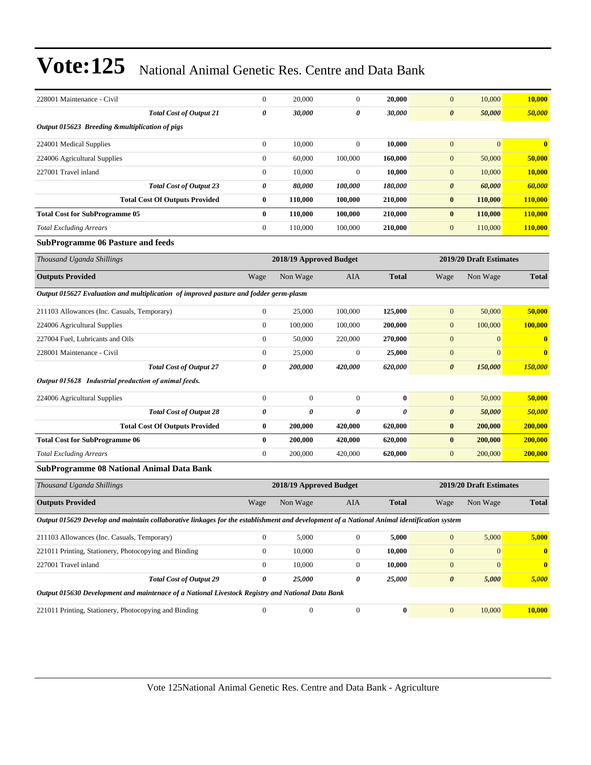# Vote:125 National Animal Genetic Res. Centre and Data Bank

| | Wage | Non Wage | AIA | Total | Wage | Non Wage | Total |
|---|---|---|---|---|---|---|---|
| 228001 Maintenance - Civil | 0 | 20,000 | 0 | **20,000** | 0 | 10,000 | **10,000** |
| ***Total Cost of Output 21*** | ***0*** | ***30,000*** | ***0*** | ***30,000*** | ***0*** | ***50,000*** | ***50,000*** |
| ***Output 015623 Breeding &multiplication of pigs*** | | | | | | | |
| 224001 Medical Supplies | 0 | 10,000 | 0 | **10,000** | 0 | 0 | **0** |
| 224006 Agricultural Supplies | 0 | 60,000 | 100,000 | **160,000** | 0 | 50,000 | **50,000** |
| 227001 Travel inland | 0 | 10,000 | 0 | **10,000** | 0 | 10,000 | **10,000** |
| ***Total Cost of Output 23*** | ***0*** | ***80,000*** | ***100,000*** | ***180,000*** | ***0*** | ***60,000*** | ***60,000*** |
| **Total Cost Of Outputs Provided** | **0** | **110,000** | **100,000** | **210,000** | **0** | **110,000** | **110,000** |
| **Total Cost for SubProgramme 05** | **0** | **110,000** | **100,000** | **210,000** | **0** | **110,000** | **110,000** |
| *Total Excluding Arrears* | 0 | 110,000 | 100,000 | **210,000** | 0 | 110,000 | **110,000** |

**SubProgramme 06 Pasture and feeds**

| *Thousand Uganda Shillings* | 2018/19 Approved Budget | | | | 2019/20 Draft Estimates | | |
|---|---|---|---|---|---|---|---|
| **Outputs Provided** | Wage | Non Wage | AIA | **Total** | Wage | Non Wage | **Total** |
| ***Output 015627 Evaluation and multiplication of improved pasture and fodder germ-plasm*** | | | | | | | |
| 211103 Allowances (Inc. Casuals, Temporary) | 0 | 25,000 | 100,000 | **125,000** | 0 | 50,000 | **50,000** |
| 224006 Agricultural Supplies | 0 | 100,000 | 100,000 | **200,000** | 0 | 100,000 | **100,000** |
| 227004 Fuel, Lubricants and Oils | 0 | 50,000 | 220,000 | **270,000** | 0 | 0 | **0** |
| 228001 Maintenance - Civil | 0 | 25,000 | 0 | **25,000** | 0 | 0 | **0** |
| ***Total Cost of Output 27*** | ***0*** | ***200,000*** | ***420,000*** | ***620,000*** | ***0*** | ***150,000*** | ***150,000*** |
| ***Output 015628 Industrial production of animal feeds.*** | | | | | | | |
| 224006 Agricultural Supplies | 0 | 0 | 0 | **0** | 0 | 50,000 | **50,000** |
| ***Total Cost of Output 28*** | ***0*** | ***0*** | ***0*** | ***0*** | ***0*** | ***50,000*** | ***50,000*** |
| **Total Cost Of Outputs Provided** | **0** | **200,000** | **420,000** | **620,000** | **0** | **200,000** | **200,000** |
| **Total Cost for SubProgramme 06** | **0** | **200,000** | **420,000** | **620,000** | **0** | **200,000** | **200,000** |
| *Total Excluding Arrears* | 0 | 200,000 | 420,000 | **620,000** | 0 | 200,000 | **200,000** |

**SubProgramme 08 National Animal Data Bank**

| *Thousand Uganda Shillings* | 2018/19 Approved Budget | | | | 2019/20 Draft Estimates | | |
|---|---|---|---|---|---|---|---|
| **Outputs Provided** | Wage | Non Wage | AIA | **Total** | Wage | Non Wage | **Total** |
| ***Output 015629 Develop and maintain collaborative linkages for the establishment and development of a National Animal identification system*** | | | | | | | |
| 211103 Allowances (Inc. Casuals, Temporary) | 0 | 5,000 | 0 | **5,000** | 0 | 5,000 | **5,000** |
| 221011 Printing, Stationery, Photocopying and Binding | 0 | 10,000 | 0 | **10,000** | 0 | 0 | **0** |
| 227001 Travel inland | 0 | 10,000 | 0 | **10,000** | 0 | 0 | **0** |
| ***Total Cost of Output 29*** | ***0*** | ***25,000*** | ***0*** | ***25,000*** | ***0*** | ***5,000*** | ***5,000*** |
| ***Output 015630 Development and maintenace of a National Livestock Registry and National Data Bank*** | | | | | | | |
| 221011 Printing, Stationery, Photocopying and Binding | 0 | 0 | 0 | **0** | 0 | 10,000 | **10,000** |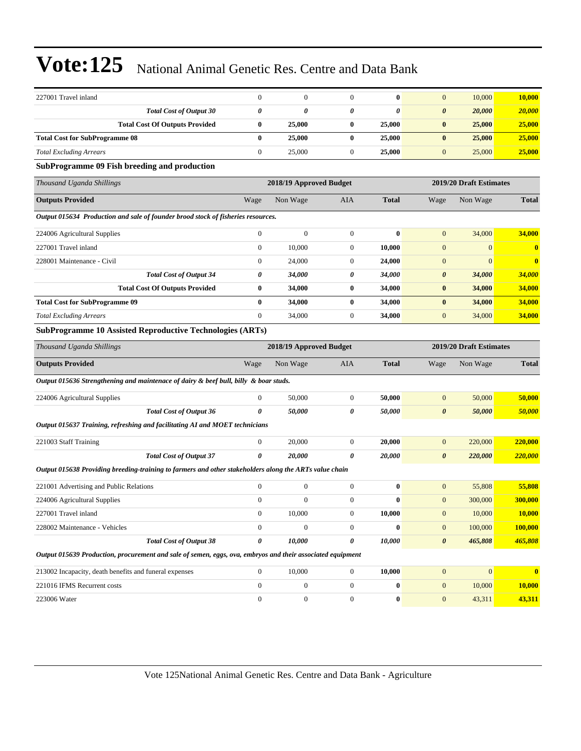# Vote:125 National Animal Genetic Res. Centre and Data Bank

| | | | | | | | |
|---|---|---|---|---|---|---|---|
| 227001 Travel inland | 0 | 0 | 0 | **0** | 0 | 10,000 | **10,000** |
| ***Total Cost of Output 30*** | ***0*** | ***0*** | ***0*** | ***0*** | ***0*** | ***20,000*** | ***20,000*** |
| **Total Cost Of Outputs Provided** | **0** | **25,000** | **0** | **25,000** | **0** | **25,000** | **25,000** |
| **Total Cost for SubProgramme 08** | **0** | **25,000** | **0** | **25,000** | **0** | **25,000** | **25,000** |
| *Total Excluding Arrears* | 0 | 25,000 | 0 | **25,000** | 0 | 25,000 | **25,000** |

### SubProgramme 09 Fish breeding and production

| *Thousand Uganda Shillings* | 2018/19 Approved Budget | | | | 2019/20 Draft Estimates | | |
|---|---|---|---|---|---|---|---|
| **Outputs Provided** | Wage | Non Wage | AIA | **Total** | Wage | Non Wage | **Total** |
| ***Output 015634 Production and sale of founder brood stock of fisheries resources.*** | | | | | | | |
| 224006 Agricultural Supplies | 0 | 0 | 0 | **0** | 0 | 34,000 | **34,000** |
| 227001 Travel inland | 0 | 10,000 | 0 | **10,000** | 0 | 0 | **0** |
| 228001 Maintenance - Civil | 0 | 24,000 | 0 | **24,000** | 0 | 0 | **0** |
| ***Total Cost of Output 34*** | ***0*** | ***34,000*** | ***0*** | ***34,000*** | ***0*** | ***34,000*** | ***34,000*** |
| **Total Cost Of Outputs Provided** | **0** | **34,000** | **0** | **34,000** | **0** | **34,000** | **34,000** |
| **Total Cost for SubProgramme 09** | **0** | **34,000** | **0** | **34,000** | **0** | **34,000** | **34,000** |
| *Total Excluding Arrears* | 0 | 34,000 | 0 | **34,000** | 0 | 34,000 | **34,000** |

### SubProgramme 10 Assisted Reproductive Technologies (ARTs)

| *Thousand Uganda Shillings* | 2018/19 Approved Budget | | | | 2019/20 Draft Estimates | | |
|---|---|---|---|---|---|---|---|
| **Outputs Provided** | Wage | Non Wage | AIA | **Total** | Wage | Non Wage | **Total** |
| ***Output 015636 Strengthening and maintenace of dairy & beef bull, billy & boar studs.*** | | | | | | | |
| 224006 Agricultural Supplies | 0 | 50,000 | 0 | **50,000** | 0 | 50,000 | **50,000** |
| ***Total Cost of Output 36*** | ***0*** | ***50,000*** | ***0*** | ***50,000*** | ***0*** | ***50,000*** | ***50,000*** |
| ***Output 015637 Training, refreshing and facilitating AI and MOET technicians*** | | | | | | | |
| 221003 Staff Training | 0 | 20,000 | 0 | **20,000** | 0 | 220,000 | **220,000** |
| ***Total Cost of Output 37*** | ***0*** | ***20,000*** | ***0*** | ***20,000*** | ***0*** | ***220,000*** | ***220,000*** |
| ***Output 015638 Providing breeding-training to farmers and other stakeholders along the ARTs value chain*** | | | | | | | |
| 221001 Advertising and Public Relations | 0 | 0 | 0 | **0** | 0 | 55,808 | **55,808** |
| 224006 Agricultural Supplies | 0 | 0 | 0 | **0** | 0 | 300,000 | **300,000** |
| 227001 Travel inland | 0 | 10,000 | 0 | **10,000** | 0 | 10,000 | **10,000** |
| 228002 Maintenance - Vehicles | 0 | 0 | 0 | **0** | 0 | 100,000 | **100,000** |
| ***Total Cost of Output 38*** | ***0*** | ***10,000*** | ***0*** | ***10,000*** | ***0*** | ***465,808*** | ***465,808*** |
| ***Output 015639 Production, procurement and sale of semen, eggs, ova, embryos and their associated equipment*** | | | | | | | |
| 213002 Incapacity, death benefits and funeral expenses | 0 | 10,000 | 0 | **10,000** | 0 | 0 | **0** |
| 221016 IFMS Recurrent costs | 0 | 0 | 0 | **0** | 0 | 10,000 | **10,000** |
| 223006 Water | 0 | 0 | 0 | **0** | 0 | 43,311 | **43,311** |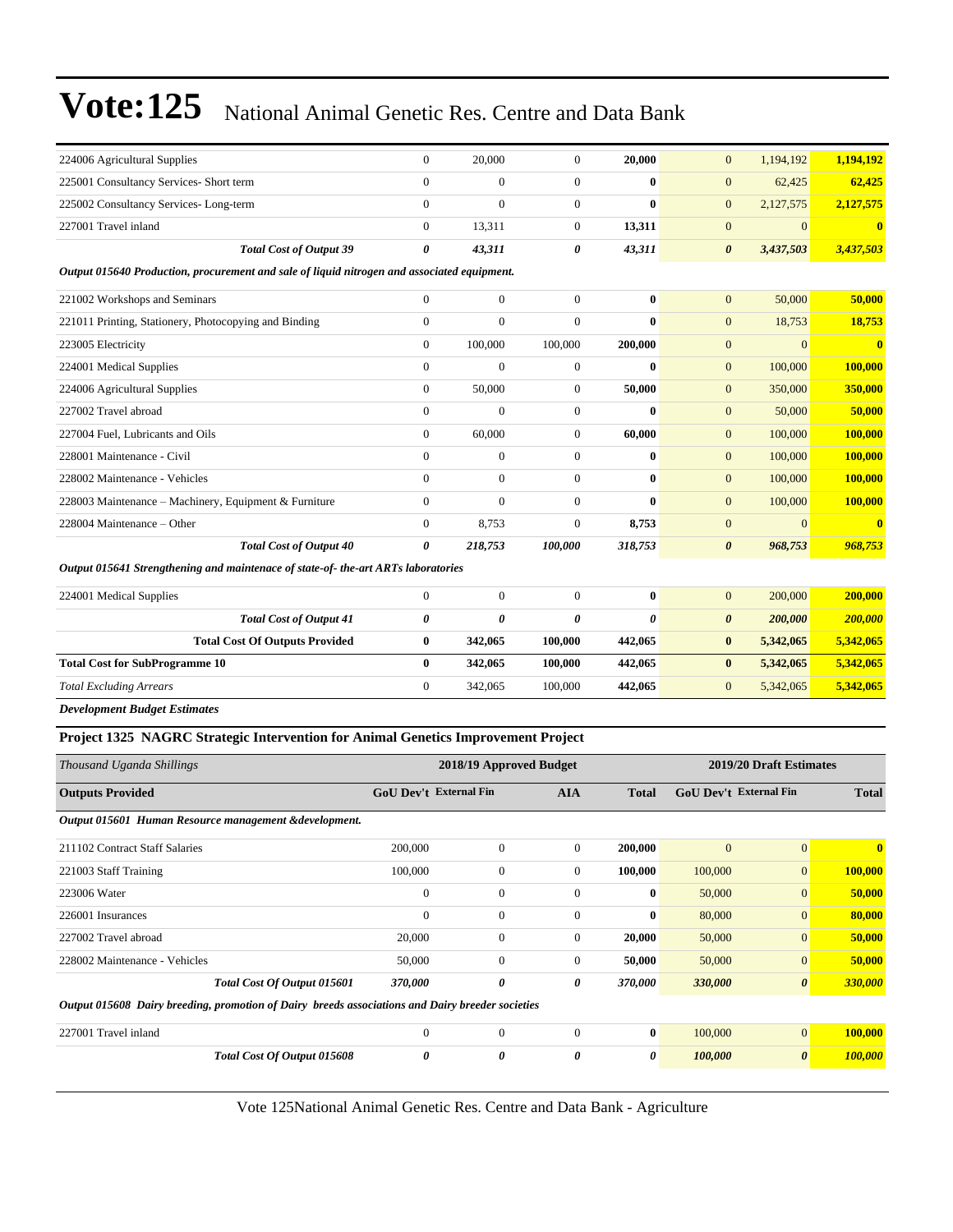# Vote:125 National Animal Genetic Res. Centre and Data Bank

| | | | | | | | |
|---|---|---|---|---|---|---|---|
| 224006 Agricultural Supplies | 0 | 20,000 | 0 | **20,000** | 0 | 1,194,192 | **1,194,192** |
| 225001 Consultancy Services- Short term | 0 | 0 | 0 | **0** | 0 | 62,425 | **62,425** |
| 225002 Consultancy Services- Long-term | 0 | 0 | 0 | **0** | 0 | 2,127,575 | **2,127,575** |
| 227001 Travel inland | 0 | 13,311 | 0 | **13,311** | 0 | 0 | **0** |
| ***Total Cost of Output 39*** | ***0*** | ***43,311*** | ***0*** | ***43,311*** | ***0*** | ***3,437,503*** | ***3,437,503*** |
| ***Output 015640 Production, procurement and sale of liquid nitrogen and associated equipment.*** | | | | | | | |
| 221002 Workshops and Seminars | 0 | 0 | 0 | **0** | 0 | 50,000 | **50,000** |
| 221011 Printing, Stationery, Photocopying and Binding | 0 | 0 | 0 | **0** | 0 | 18,753 | **18,753** |
| 223005 Electricity | 0 | 100,000 | 100,000 | **200,000** | 0 | 0 | **0** |
| 224001 Medical Supplies | 0 | 0 | 0 | **0** | 0 | 100,000 | **100,000** |
| 224006 Agricultural Supplies | 0 | 50,000 | 0 | **50,000** | 0 | 350,000 | **350,000** |
| 227002 Travel abroad | 0 | 0 | 0 | **0** | 0 | 50,000 | **50,000** |
| 227004 Fuel, Lubricants and Oils | 0 | 60,000 | 0 | **60,000** | 0 | 100,000 | **100,000** |
| 228001 Maintenance - Civil | 0 | 0 | 0 | **0** | 0 | 100,000 | **100,000** |
| 228002 Maintenance - Vehicles | 0 | 0 | 0 | **0** | 0 | 100,000 | **100,000** |
| 228003 Maintenance – Machinery, Equipment & Furniture | 0 | 0 | 0 | **0** | 0 | 100,000 | **100,000** |
| 228004 Maintenance – Other | 0 | 8,753 | 0 | **8,753** | 0 | 0 | **0** |
| ***Total Cost of Output 40*** | ***0*** | ***218,753*** | ***100,000*** | ***318,753*** | ***0*** | ***968,753*** | ***968,753*** |
| ***Output 015641 Strengthening and maintenace of state-of- the-art ARTs laboratories*** | | | | | | | |
| 224001 Medical Supplies | 0 | 0 | 0 | **0** | 0 | 200,000 | **200,000** |
| ***Total Cost of Output 41*** | ***0*** | ***0*** | ***0*** | ***0*** | ***0*** | ***200,000*** | ***200,000*** |
| **Total Cost Of Outputs Provided** | **0** | **342,065** | **100,000** | **442,065** | **0** | **5,342,065** | **5,342,065** |
| **Total Cost for SubProgramme 10** | **0** | **342,065** | **100,000** | **442,065** | **0** | **5,342,065** | **5,342,065** |
| *Total Excluding Arrears* | 0 | 342,065 | 100,000 | **442,065** | 0 | 5,342,065 | **5,342,065** |

***Development Budget Estimates***

### Project 1325 NAGRC Strategic Intervention for Animal Genetics Improvement Project

| *Thousand Uganda Shillings* | 2018/19 Approved Budget | | | | 2019/20 Draft Estimates | | |
|---|---|---|---|---|---|---|---|
| **Outputs Provided** | **GoU Dev't** | **External Fin** | **AIA** | **Total** | **GoU Dev't** | **External Fin** | **Total** |
| ***Output 015601 Human Resource management &development.*** | | | | | | | |
| 211102 Contract Staff Salaries | 200,000 | 0 | 0 | **200,000** | 0 | 0 | **0** |
| 221003 Staff Training | 100,000 | 0 | 0 | **100,000** | 100,000 | 0 | **100,000** |
| 223006 Water | 0 | 0 | 0 | **0** | 50,000 | 0 | **50,000** |
| 226001 Insurances | 0 | 0 | 0 | **0** | 80,000 | 0 | **80,000** |
| 227002 Travel abroad | 20,000 | 0 | 0 | **20,000** | 50,000 | 0 | **50,000** |
| 228002 Maintenance - Vehicles | 50,000 | 0 | 0 | **50,000** | 50,000 | 0 | **50,000** |
| ***Total Cost Of Output 015601*** | ***370,000*** | ***0*** | ***0*** | ***370,000*** | ***330,000*** | ***0*** | ***330,000*** |
| ***Output 015608 Dairy breeding, promotion of Dairy breeds associations and Dairy breeder societies*** | | | | | | | |
| 227001 Travel inland | 0 | 0 | 0 | **0** | 100,000 | 0 | **100,000** |
| ***Total Cost Of Output 015608*** | ***0*** | ***0*** | ***0*** | ***0*** | ***100,000*** | ***0*** | ***100,000*** |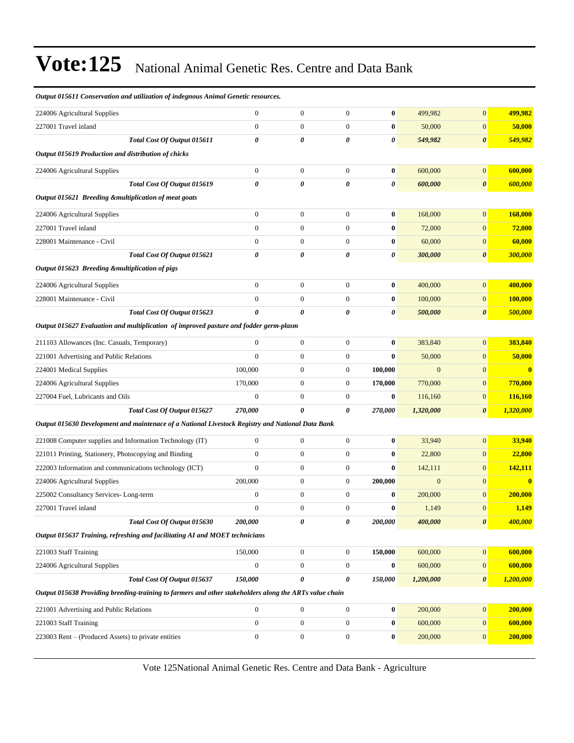# Vote:125 National Animal Genetic Res. Centre and Data Bank

| | | | | | | | |
|---|---|---|---|---|---|---|---|
| ***Output 015611 Conservation and utilization of indegnous Animal Genetic resources.*** | | | | | | | |
| 224006 Agricultural Supplies | 0 | 0 | 0 | **0** | 499,982 | 0 | **499,982** |
| 227001 Travel inland | 0 | 0 | 0 | **0** | 50,000 | 0 | **50,000** |
| ***Total Cost Of Output 015611*** | ***0*** | ***0*** | ***0*** | ***0*** | ***549,982*** | ***0*** | ***549,982*** |
| ***Output 015619 Production and distribution of chicks*** | | | | | | | |
| 224006 Agricultural Supplies | 0 | 0 | 0 | **0** | 600,000 | 0 | **600,000** |
| ***Total Cost Of Output 015619*** | ***0*** | ***0*** | ***0*** | ***0*** | ***600,000*** | ***0*** | ***600,000*** |
| ***Output 015621 Breeding &multiplication of meat goats*** | | | | | | | |
| 224006 Agricultural Supplies | 0 | 0 | 0 | **0** | 168,000 | 0 | **168,000** |
| 227001 Travel inland | 0 | 0 | 0 | **0** | 72,000 | 0 | **72,000** |
| 228001 Maintenance - Civil | 0 | 0 | 0 | **0** | 60,000 | 0 | **60,000** |
| ***Total Cost Of Output 015621*** | ***0*** | ***0*** | ***0*** | ***0*** | ***300,000*** | ***0*** | ***300,000*** |
| ***Output 015623 Breeding &multiplication of pigs*** | | | | | | | |
| 224006 Agricultural Supplies | 0 | 0 | 0 | **0** | 400,000 | 0 | **400,000** |
| 228001 Maintenance - Civil | 0 | 0 | 0 | **0** | 100,000 | 0 | **100,000** |
| ***Total Cost Of Output 015623*** | ***0*** | ***0*** | ***0*** | ***0*** | ***500,000*** | ***0*** | ***500,000*** |
| ***Output 015627 Evaluation and multiplication of improved pasture and fodder germ-plasm*** | | | | | | | |
| 211103 Allowances (Inc. Casuals, Temporary) | 0 | 0 | 0 | **0** | 383,840 | 0 | **383,840** |
| 221001 Advertising and Public Relations | 0 | 0 | 0 | **0** | 50,000 | 0 | **50,000** |
| 224001 Medical Supplies | 100,000 | 0 | 0 | **100,000** | 0 | 0 | **0** |
| 224006 Agricultural Supplies | 170,000 | 0 | 0 | **170,000** | 770,000 | 0 | **770,000** |
| 227004 Fuel, Lubricants and Oils | 0 | 0 | 0 | **0** | 116,160 | 0 | **116,160** |
| ***Total Cost Of Output 015627*** | ***270,000*** | ***0*** | ***0*** | ***270,000*** | ***1,320,000*** | ***0*** | ***1,320,000*** |
| ***Output 015630 Development and maintenace of a National Livestock Registry and National Data Bank*** | | | | | | | |
| 221008 Computer supplies and Information Technology (IT) | 0 | 0 | 0 | **0** | 33,940 | 0 | **33,940** |
| 221011 Printing, Stationery, Photocopying and Binding | 0 | 0 | 0 | **0** | 22,800 | 0 | **22,800** |
| 222003 Information and communications technology (ICT) | 0 | 0 | 0 | **0** | 142,111 | 0 | **142,111** |
| 224006 Agricultural Supplies | 200,000 | 0 | 0 | **200,000** | 0 | 0 | **0** |
| 225002 Consultancy Services- Long-term | 0 | 0 | 0 | **0** | 200,000 | 0 | **200,000** |
| 227001 Travel inland | 0 | 0 | 0 | **0** | 1,149 | 0 | **1,149** |
| ***Total Cost Of Output 015630*** | ***200,000*** | ***0*** | ***0*** | ***200,000*** | ***400,000*** | ***0*** | ***400,000*** |
| ***Output 015637 Training, refreshing and facilitating AI and MOET technicians*** | | | | | | | |
| 221003 Staff Training | 150,000 | 0 | 0 | **150,000** | 600,000 | 0 | **600,000** |
| 224006 Agricultural Supplies | 0 | 0 | 0 | **0** | 600,000 | 0 | **600,000** |
| ***Total Cost Of Output 015637*** | ***150,000*** | ***0*** | ***0*** | ***150,000*** | ***1,200,000*** | ***0*** | ***1,200,000*** |
| ***Output 015638 Providing breeding-training to farmers and other stakeholders along the ARTs value chain*** | | | | | | | |
| 221001 Advertising and Public Relations | 0 | 0 | 0 | **0** | 200,000 | 0 | **200,000** |
| 221003 Staff Training | 0 | 0 | 0 | **0** | 600,000 | 0 | **600,000** |
| 223003 Rent – (Produced Assets) to private entities | 0 | 0 | 0 | **0** | 200,000 | 0 | **200,000** |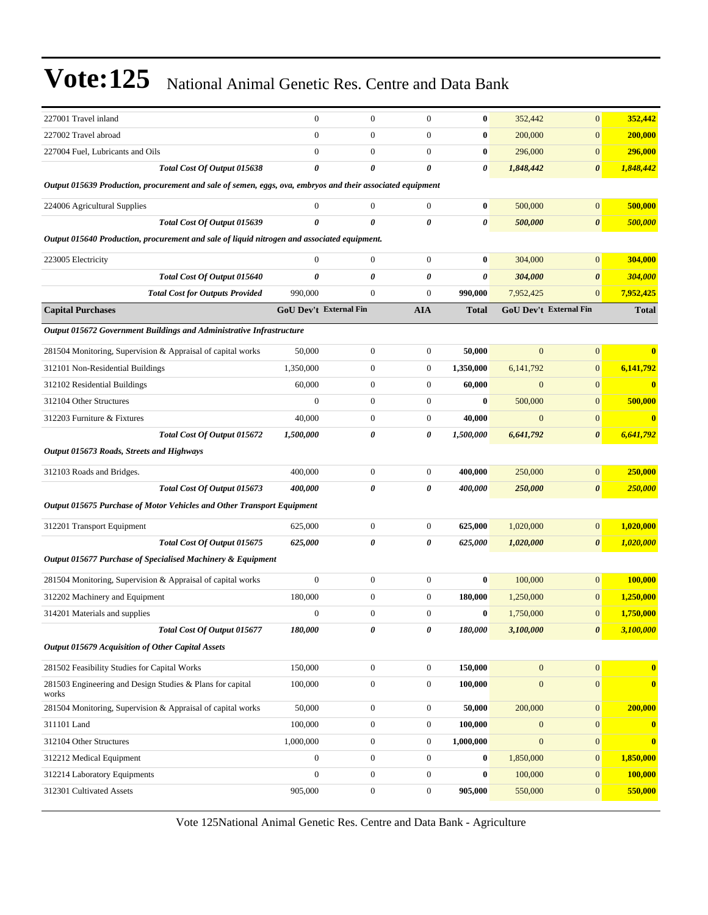# Vote:125 National Animal Genetic Res. Centre and Data Bank

| | | | | | | | |
|---|---|---|---|---|---|---|---|
| 227001 Travel inland | 0 | 0 | 0 | **0** | 352,442 | 0 | **352,442** |
| 227002 Travel abroad | 0 | 0 | 0 | **0** | 200,000 | 0 | **200,000** |
| 227004 Fuel, Lubricants and Oils | 0 | 0 | 0 | **0** | 296,000 | 0 | **296,000** |
| ***Total Cost Of Output 015638*** | ***0*** | ***0*** | ***0*** | ***0*** | ***1,848,442*** | ***0*** | ***1,848,442*** |
| ***Output 015639 Production, procurement and sale of semen, eggs, ova, embryos and their associated equipment*** | | | | | | | |
| 224006 Agricultural Supplies | 0 | 0 | 0 | **0** | 500,000 | 0 | **500,000** |
| ***Total Cost Of Output 015639*** | ***0*** | ***0*** | ***0*** | ***0*** | ***500,000*** | ***0*** | ***500,000*** |
| ***Output 015640 Production, procurement and sale of liquid nitrogen and associated equipment.*** | | | | | | | |
| 223005 Electricity | 0 | 0 | 0 | **0** | 304,000 | 0 | **304,000** |
| ***Total Cost Of Output 015640*** | ***0*** | ***0*** | ***0*** | ***0*** | ***304,000*** | ***0*** | ***304,000*** |
| ***Total Cost for Outputs Provided*** | 990,000 | 0 | 0 | **990,000** | 7,952,425 | 0 | **7,952,425** |
| **Capital Purchases** | **GoU Dev't** | **External Fin** | **AIA** | **Total** | **GoU Dev't** | **External Fin** | **Total** |
| ***Output 015672 Government Buildings and Administrative Infrastructure*** | | | | | | | |
| 281504 Monitoring, Supervision & Appraisal of capital works | 50,000 | 0 | 0 | **50,000** | 0 | 0 | **0** |
| 312101 Non-Residential Buildings | 1,350,000 | 0 | 0 | **1,350,000** | 6,141,792 | 0 | **6,141,792** |
| 312102 Residential Buildings | 60,000 | 0 | 0 | **60,000** | 0 | 0 | **0** |
| 312104 Other Structures | 0 | 0 | 0 | **0** | 500,000 | 0 | **500,000** |
| 312203 Furniture & Fixtures | 40,000 | 0 | 0 | **40,000** | 0 | 0 | **0** |
| ***Total Cost Of Output 015672*** | ***1,500,000*** | ***0*** | ***0*** | ***1,500,000*** | ***6,641,792*** | ***0*** | ***6,641,792*** |
| ***Output 015673 Roads, Streets and Highways*** | | | | | | | |
| 312103 Roads and Bridges. | 400,000 | 0 | 0 | **400,000** | 250,000 | 0 | **250,000** |
| ***Total Cost Of Output 015673*** | ***400,000*** | ***0*** | ***0*** | ***400,000*** | ***250,000*** | ***0*** | ***250,000*** |
| ***Output 015675 Purchase of Motor Vehicles and Other Transport Equipment*** | | | | | | | |
| 312201 Transport Equipment | 625,000 | 0 | 0 | **625,000** | 1,020,000 | 0 | **1,020,000** |
| ***Total Cost Of Output 015675*** | ***625,000*** | ***0*** | ***0*** | ***625,000*** | ***1,020,000*** | ***0*** | ***1,020,000*** |
| ***Output 015677 Purchase of Specialised Machinery & Equipment*** | | | | | | | |
| 281504 Monitoring, Supervision & Appraisal of capital works | 0 | 0 | 0 | **0** | 100,000 | 0 | **100,000** |
| 312202 Machinery and Equipment | 180,000 | 0 | 0 | **180,000** | 1,250,000 | 0 | **1,250,000** |
| 314201 Materials and supplies | 0 | 0 | 0 | **0** | 1,750,000 | 0 | **1,750,000** |
| ***Total Cost Of Output 015677*** | ***180,000*** | ***0*** | ***0*** | ***180,000*** | ***3,100,000*** | ***0*** | ***3,100,000*** |
| ***Output 015679 Acquisition of Other Capital Assets*** | | | | | | | |
| 281502 Feasibility Studies for Capital Works | 150,000 | 0 | 0 | **150,000** | 0 | 0 | **0** |
| 281503 Engineering and Design Studies & Plans for capital works | 100,000 | 0 | 0 | **100,000** | 0 | 0 | **0** |
| 281504 Monitoring, Supervision & Appraisal of capital works | 50,000 | 0 | 0 | **50,000** | 200,000 | 0 | **200,000** |
| 311101 Land | 100,000 | 0 | 0 | **100,000** | 0 | 0 | **0** |
| 312104 Other Structures | 1,000,000 | 0 | 0 | **1,000,000** | 0 | 0 | **0** |
| 312212 Medical Equipment | 0 | 0 | 0 | **0** | 1,850,000 | 0 | **1,850,000** |
| 312214 Laboratory Equipments | 0 | 0 | 0 | **0** | 100,000 | 0 | **100,000** |
| 312301 Cultivated Assets | 905,000 | 0 | 0 | **905,000** | 550,000 | 0 | **550,000** |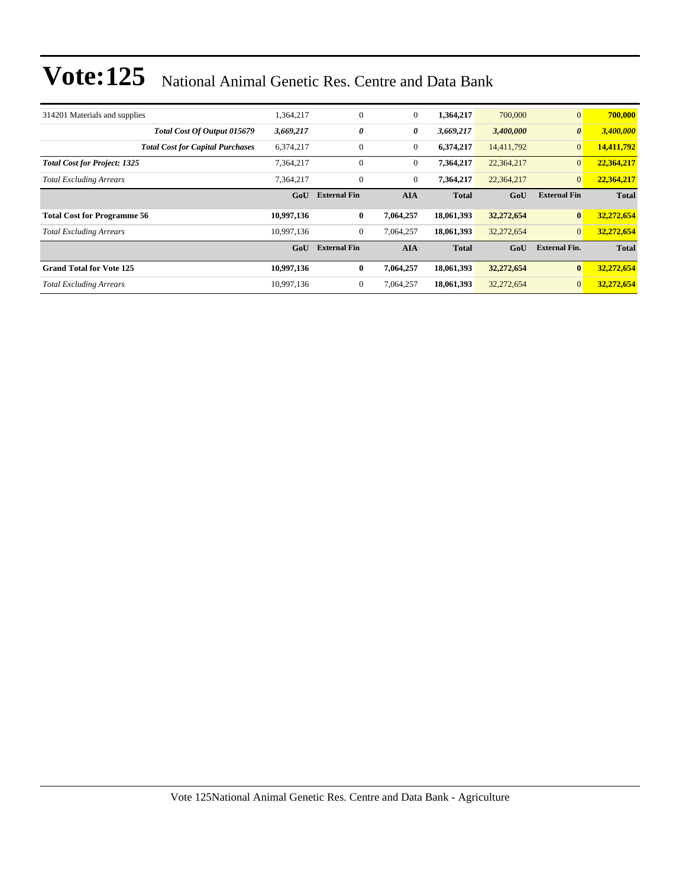# Vote:125 National Animal Genetic Res. Centre and Data Bank

| | | | | | | | |
|---|---|---|---|---|---|---|---|
| 314201 Materials and supplies | 1,364,217 | 0 | 0 | **1,364,217** | 700,000 | 0 | **700,000** |
| ***Total Cost Of Output 015679*** | *3,669,217* | *0* | *0* | *3,669,217* | *3,400,000* | *0* | *3,400,000* |
| ***Total Cost for Capital Purchases*** | 6,374,217 | 0 | 0 | **6,374,217** | 14,411,792 | 0 | **14,411,792** |
| ***Total Cost for Project: 1325*** | 7,364,217 | 0 | 0 | **7,364,217** | 22,364,217 | 0 | **22,364,217** |
| *Total Excluding Arrears* | 7,364,217 | 0 | 0 | **7,364,217** | 22,364,217 | 0 | **22,364,217** |
| | **GoU** | **External Fin** | **AIA** | **Total** | **GoU** | **External Fin** | **Total** |
| **Total Cost for Programme 56** | **10,997,136** | **0** | **7,064,257** | **18,061,393** | **32,272,654** | **0** | **32,272,654** |
| *Total Excluding Arrears* | 10,997,136 | 0 | 7,064,257 | **18,061,393** | 32,272,654 | 0 | **32,272,654** |
| | **GoU** | **External Fin** | **AIA** | **Total** | **GoU** | **External Fin.** | **Total** |
| **Grand Total for Vote 125** | **10,997,136** | **0** | **7,064,257** | **18,061,393** | **32,272,654** | **0** | **32,272,654** |
| *Total Excluding Arrears* | 10,997,136 | 0 | 7,064,257 | **18,061,393** | 32,272,654 | 0 | **32,272,654** |